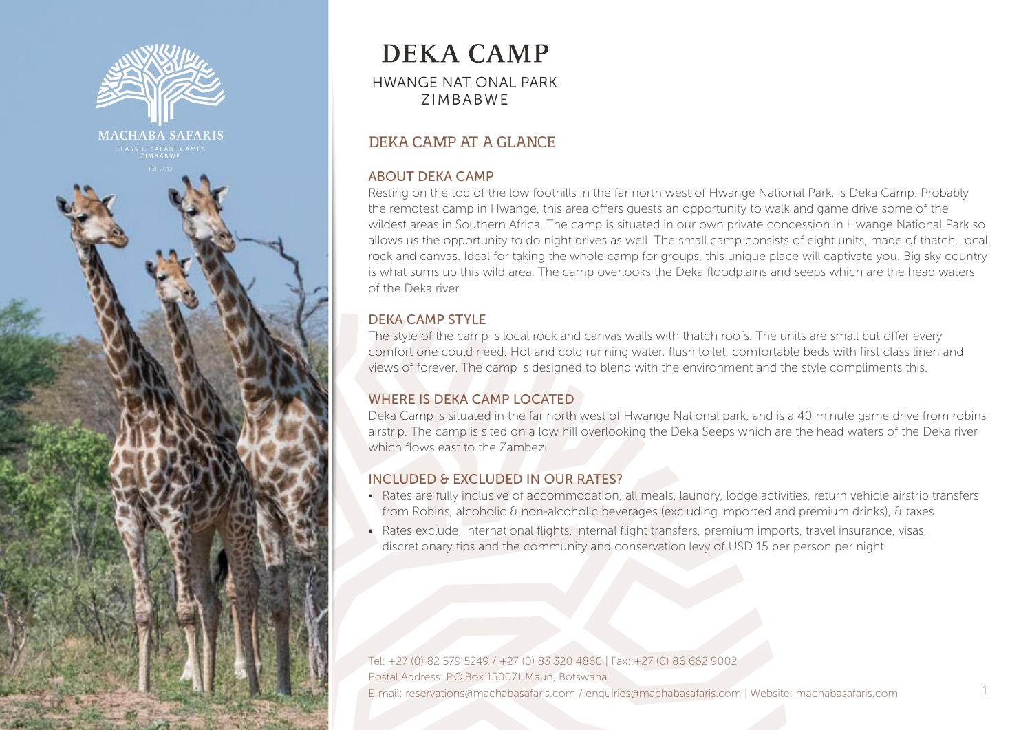MACHABA SAFARIS

CLASSIC SAFARI CAMPS
ZIMBABWE

Est 2012

# DEKA CAMP

HWANGE NATIONAL PARK
ZIMBABWE

## DEKA CAMP AT A GLANCE

### ABOUT DEKA CAMP

Resting on the top of the low foothills in the far north west of Hwange National Park, is Deka Camp. Probably the remotest camp in Hwange, this area offers guests an opportunity to walk and game drive some of the wildest areas in Southern Africa. The camp is situated in our own private concession in Hwange National Park so allows us the opportunity to do night drives as well. The small camp consists of eight units, made of thatch, local rock and canvas. Ideal for taking the whole camp for groups, this unique place will captivate you. Big sky country is what sums up this wild area. The camp overlooks the Deka floodplains and seeps which are the head waters of the Deka river.

### DEKA CAMP STYLE

The style of the camp is local rock and canvas walls with thatch roofs. The units are small but offer every comfort one could need. Hot and cold running water, flush toilet, comfortable beds with first class linen and views of forever. The camp is designed to blend with the environment and the style compliments this.

### WHERE IS DEKA CAMP LOCATED

Deka Camp is situated in the far north west of Hwange National park, and is a 40 minute game drive from robins airstrip. The camp is sited on a low hill overlooking the Deka Seeps which are the head waters of the Deka river which flows east to the Zambezi.

### INCLUDED & EXCLUDED IN OUR RATES?

- Rates are fully inclusive of accommodation, all meals, laundry, lodge activities, return vehicle airstrip transfers from Robins, alcoholic & non-alcoholic beverages (excluding imported and premium drinks), & taxes
- Rates exclude, international flights, internal flight transfers, premium imports, travel insurance, visas, discretionary tips and the community and conservation levy of USD 15 per person per night.

Tel: +27 (0) 82 579 5249 / +27 (0) 83 320 4860 | Fax: +27 (0) 86 662 9002
Postal Address: P.O.Box 150071 Maun, Botswana
E-mail: reservations@machabasafaris.com / enquiries@machabasafaris.com | Website: machabasafaris.com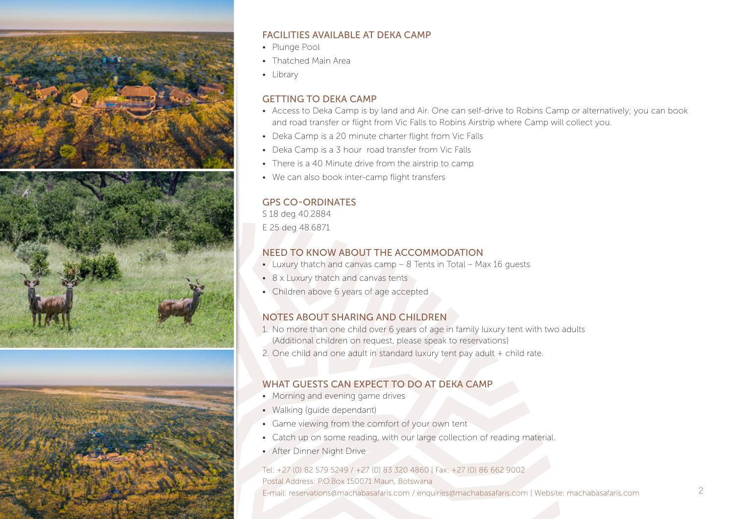## FACILITIES AVAILABLE AT DEKA CAMP

- Plunge Pool
- Thatched Main Area
- Library

## GETTING TO DEKA CAMP

- Access to Deka Camp is by land and Air. One can self-drive to Robins Camp or alternatively; you can book and road transfer or flight from Vic Falls to Robins Airstrip where Camp will collect you.
- Deka Camp is a 20 minute charter flight from Vic Falls
- Deka Camp is a 3 hour road transfer from Vic Falls
- There is a 40 Minute drive from the airstrip to camp
- We can also book inter-camp flight transfers

## GPS CO-ORDINATES

S 18 deg 40.2884
E 25 deg 48.6871

## NEED TO KNOW ABOUT THE ACCOMMODATION

- Luxury thatch and canvas camp – 8 Tents in Total – Max 16 guests
- 8 x Luxury thatch and canvas tents
- Children above 6 years of age accepted

## NOTES ABOUT SHARING AND CHILDREN

1. No more than one child over 6 years of age in family luxury tent with two adults (Additional children on request, please speak to reservations)
2. One child and one adult in standard luxury tent pay adult + child rate.

## WHAT GUESTS CAN EXPECT TO DO AT DEKA CAMP

- Morning and evening game drives
- Walking (guide dependant)
- Game viewing from the comfort of your own tent
- Catch up on some reading, with our large collection of reading material.
- After Dinner Night Drive

Tel: +27 (0) 82 579 5249 / +27 (0) 83 320 4860 | Fax: +27 (0) 86 662 9002
Postal Address: P.O.Box 150071 Maun, Botswana
E-mail: reservations@machabasafaris.com / enquiries@machabasafaris.com | Website: machabasafaris.com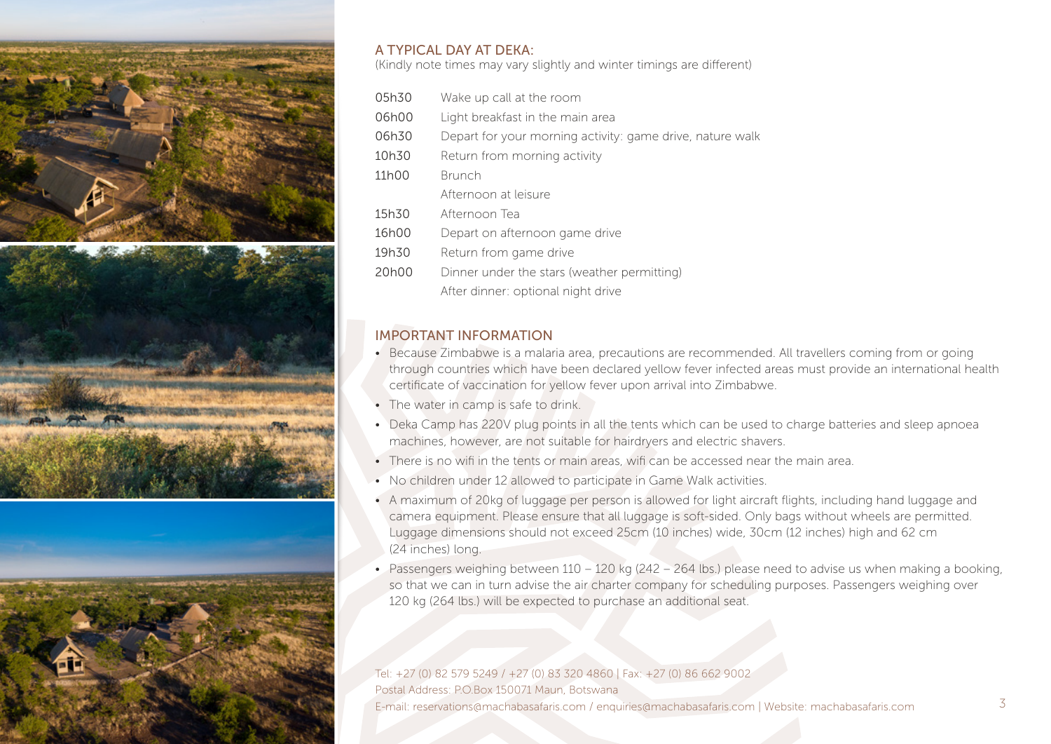## A TYPICAL DAY AT DEKA:

(Kindly note times may vary slightly and winter timings are different)

| | |
|---|---|
| 05h30 | Wake up call at the room |
| 06h00 | Light breakfast in the main area |
| 06h30 | Depart for your morning activity: game drive, nature walk |
| 10h30 | Return from morning activity |
| 11h00 | Brunch |
| | Afternoon at leisure |
| 15h30 | Afternoon Tea |
| 16h00 | Depart on afternoon game drive |
| 19h30 | Return from game drive |
| 20h00 | Dinner under the stars (weather permitting) |
| | After dinner: optional night drive |

## IMPORTANT INFORMATION

- Because Zimbabwe is a malaria area, precautions are recommended. All travellers coming from or going through countries which have been declared yellow fever infected areas must provide an international health certificate of vaccination for yellow fever upon arrival into Zimbabwe.
- The water in camp is safe to drink.
- Deka Camp has 220V plug points in all the tents which can be used to charge batteries and sleep apnoea machines, however, are not suitable for hairdryers and electric shavers.
- There is no wifi in the tents or main areas, wifi can be accessed near the main area.
- No children under 12 allowed to participate in Game Walk activities.
- A maximum of 20kg of luggage per person is allowed for light aircraft flights, including hand luggage and camera equipment. Please ensure that all luggage is soft-sided. Only bags without wheels are permitted. Luggage dimensions should not exceed 25cm (10 inches) wide, 30cm (12 inches) high and 62 cm (24 inches) long.
- Passengers weighing between 110 – 120 kg (242 – 264 lbs.) please need to advise us when making a booking, so that we can in turn advise the air charter company for scheduling purposes. Passengers weighing over 120 kg (264 lbs.) will be expected to purchase an additional seat.

Tel: +27 (0) 82 579 5249 / +27 (0) 83 320 4860 | Fax: +27 (0) 86 662 9002
Postal Address: P.O.Box 150071 Maun, Botswana
E-mail: reservations@machabasafaris.com / enquiries@machabasafaris.com | Website: machabasafaris.com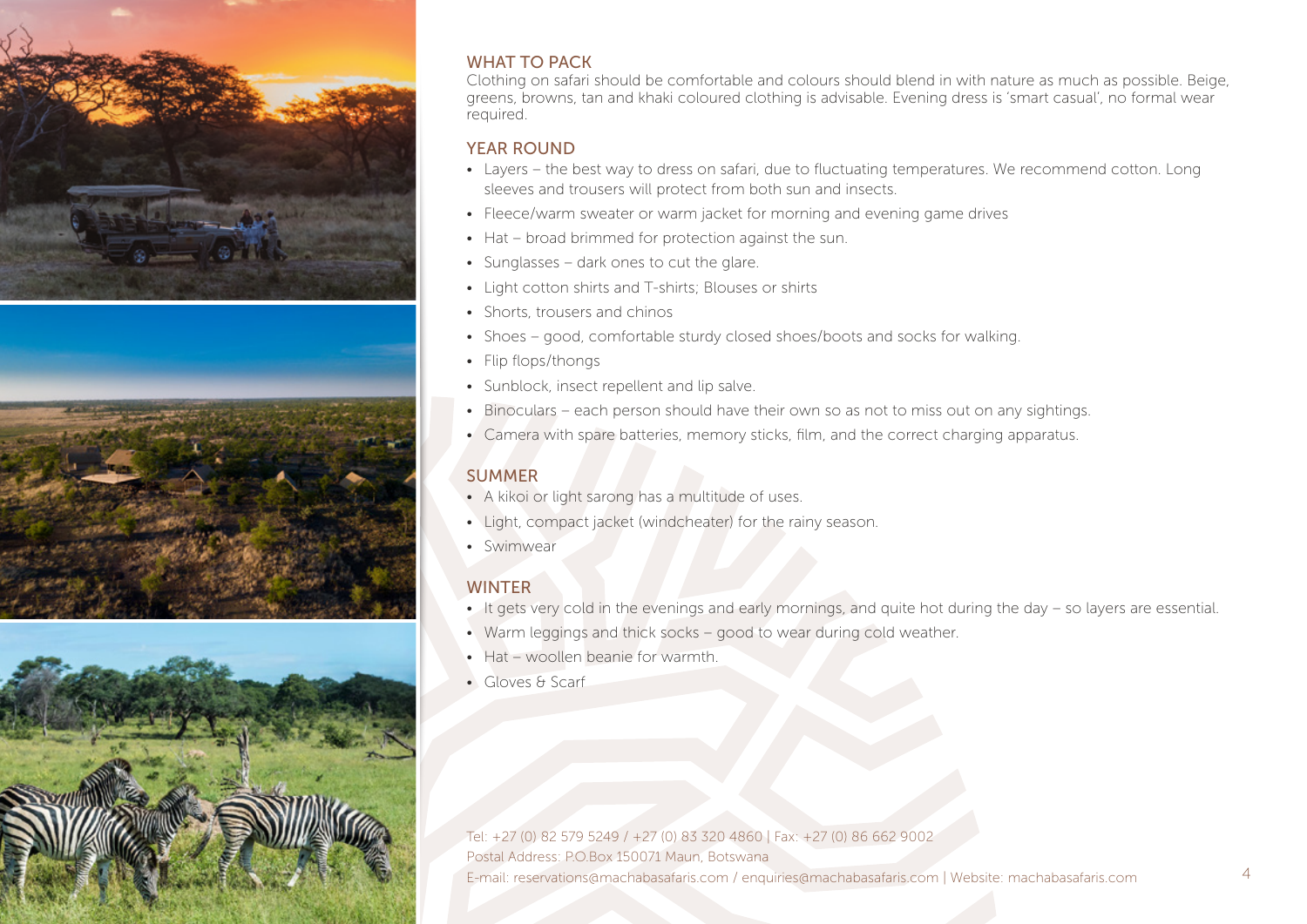## WHAT TO PACK

Clothing on safari should be comfortable and colours should blend in with nature as much as possible. Beige, greens, browns, tan and khaki coloured clothing is advisable. Evening dress is 'smart casual', no formal wear required.

## YEAR ROUND

- Layers – the best way to dress on safari, due to fluctuating temperatures. We recommend cotton. Long sleeves and trousers will protect from both sun and insects.
- Fleece/warm sweater or warm jacket for morning and evening game drives
- Hat – broad brimmed for protection against the sun.
- Sunglasses – dark ones to cut the glare.
- Light cotton shirts and T-shirts; Blouses or shirts
- Shorts, trousers and chinos
- Shoes – good, comfortable sturdy closed shoes/boots and socks for walking.
- Flip flops/thongs
- Sunblock, insect repellent and lip salve.
- Binoculars – each person should have their own so as not to miss out on any sightings.
- Camera with spare batteries, memory sticks, film, and the correct charging apparatus.

## SUMMER

- A kikoi or light sarong has a multitude of uses.
- Light, compact jacket (windcheater) for the rainy season.
- Swimwear

## WINTER

- It gets very cold in the evenings and early mornings, and quite hot during the day – so layers are essential.
- Warm leggings and thick socks – good to wear during cold weather.
- Hat – woollen beanie for warmth.
- Gloves & Scarf

Tel: +27 (0) 82 579 5249 / +27 (0) 83 320 4860 | Fax: +27 (0) 86 662 9002
Postal Address: P.O.Box 150071 Maun, Botswana
E-mail: reservations@machabasafaris.com / enquiries@machabasafaris.com | Website: machabasafaris.com